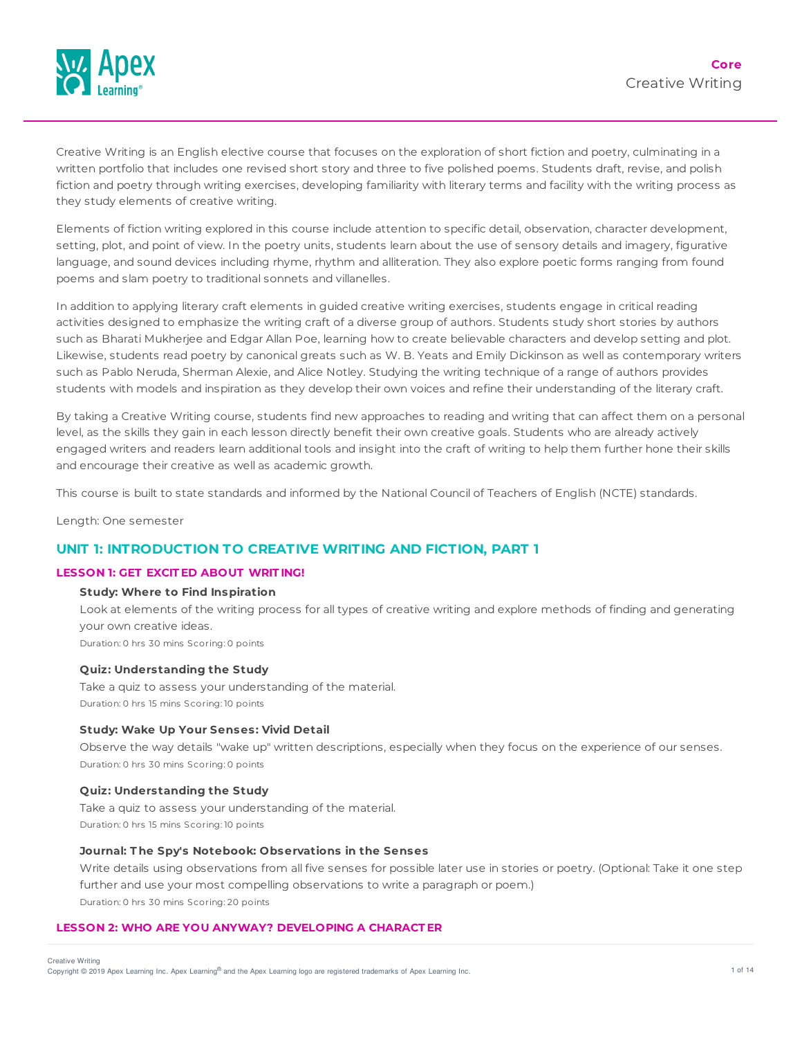**Core**
Creative Writing

Creative Writing is an English elective course that focuses on the exploration of short fiction and poetry, culminating in a written portfolio that includes one revised short story and three to five polished poems. Students draft, revise, and polish fiction and poetry through writing exercises, developing familiarity with literary terms and facility with the writing process as they study elements of creative writing.

Elements of fiction writing explored in this course include attention to specific detail, observation, character development, setting, plot, and point of view. In the poetry units, students learn about the use of sensory details and imagery, figurative language, and sound devices including rhyme, rhythm and alliteration. They also explore poetic forms ranging from found poems and slam poetry to traditional sonnets and villanelles.

In addition to applying literary craft elements in guided creative writing exercises, students engage in critical reading activities designed to emphasize the writing craft of a diverse group of authors. Students study short stories by authors such as Bharati Mukherjee and Edgar Allan Poe, learning how to create believable characters and develop setting and plot. Likewise, students read poetry by canonical greats such as W. B. Yeats and Emily Dickinson as well as contemporary writers such as Pablo Neruda, Sherman Alexie, and Alice Notley. Studying the writing technique of a range of authors provides students with models and inspiration as they develop their own voices and refine their understanding of the literary craft.

By taking a Creative Writing course, students find new approaches to reading and writing that can affect them on a personal level, as the skills they gain in each lesson directly benefit their own creative goals. Students who are already actively engaged writers and readers learn additional tools and insight into the craft of writing to help them further hone their skills and encourage their creative as well as academic growth.

This course is built to state standards and informed by the National Council of Teachers of English (NCTE) standards.

Length: One semester

## UNIT 1: INTRODUCTION TO CREATIVE WRITING AND FICTION, PART 1

### LESSON 1: GET EXCITED ABOUT WRITING!

**Study: Where to Find Inspiration**
Look at elements of the writing process for all types of creative writing and explore methods of finding and generating your own creative ideas.
Duration: 0 hrs 30 mins Scoring: 0 points

**Quiz: Understanding the Study**
Take a quiz to assess your understanding of the material.
Duration: 0 hrs 15 mins Scoring: 10 points

**Study: Wake Up Your Senses: Vivid Detail**
Observe the way details "wake up" written descriptions, especially when they focus on the experience of our senses.
Duration: 0 hrs 30 mins Scoring: 0 points

**Quiz: Understanding the Study**
Take a quiz to assess your understanding of the material.
Duration: 0 hrs 15 mins Scoring: 10 points

**Journal: The Spy's Notebook: Observations in the Senses**
Write details using observations from all five senses for possible later use in stories or poetry. (Optional: Take it one step further and use your most compelling observations to write a paragraph or poem.)
Duration: 0 hrs 30 mins Scoring: 20 points

### LESSON 2: WHO ARE YOU ANYWAY? DEVELOPING A CHARACTER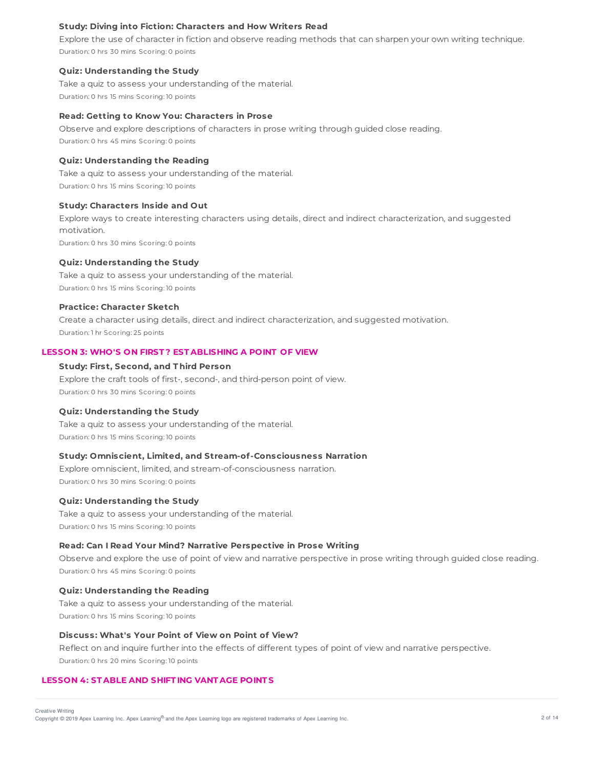#### Study: Diving into Fiction: Characters and How Writers Read

Explore the use of character in fiction and observe reading methods that can sharpen your own writing technique.

Duration: 0 hrs 30 mins Scoring: 0 points

#### Quiz: Understanding the Study

Take a quiz to assess your understanding of the material.

Duration: 0 hrs 15 mins Scoring: 10 points

#### Read: Getting to Know You: Characters in Prose

Observe and explore descriptions of characters in prose writing through guided close reading.

Duration: 0 hrs 45 mins Scoring: 0 points

#### Quiz: Understanding the Reading

Take a quiz to assess your understanding of the material.

Duration: 0 hrs 15 mins Scoring: 10 points

#### Study: Characters Inside and Out

Explore ways to create interesting characters using details, direct and indirect characterization, and suggested motivation.

Duration: 0 hrs 30 mins Scoring: 0 points

#### Quiz: Understanding the Study

Take a quiz to assess your understanding of the material.

Duration: 0 hrs 15 mins Scoring: 10 points

#### Practice: Character Sketch

Create a character using details, direct and indirect characterization, and suggested motivation.

Duration: 1 hr Scoring: 25 points

### LESSON 3: WHO'S ON FIRST? ESTABLISHING A POINT OF VIEW

#### Study: First, Second, and Third Person

Explore the craft tools of first-, second-, and third-person point of view.

Duration: 0 hrs 30 mins Scoring: 0 points

#### Quiz: Understanding the Study

Take a quiz to assess your understanding of the material.

Duration: 0 hrs 15 mins Scoring: 10 points

#### Study: Omniscient, Limited, and Stream-of-Consciousness Narration

Explore omniscient, limited, and stream-of-consciousness narration.

Duration: 0 hrs 30 mins Scoring: 0 points

#### Quiz: Understanding the Study

Take a quiz to assess your understanding of the material.

Duration: 0 hrs 15 mins Scoring: 10 points

#### Read: Can I Read Your Mind? Narrative Perspective in Prose Writing

Observe and explore the use of point of view and narrative perspective in prose writing through guided close reading.

Duration: 0 hrs 45 mins Scoring: 0 points

#### Quiz: Understanding the Reading

Take a quiz to assess your understanding of the material.

Duration: 0 hrs 15 mins Scoring: 10 points

#### Discuss: What's Your Point of View on Point of View?

Reflect on and inquire further into the effects of different types of point of view and narrative perspective.

Duration: 0 hrs 20 mins Scoring: 10 points

### LESSON 4: STABLE AND SHIFTING VANTAGE POINTS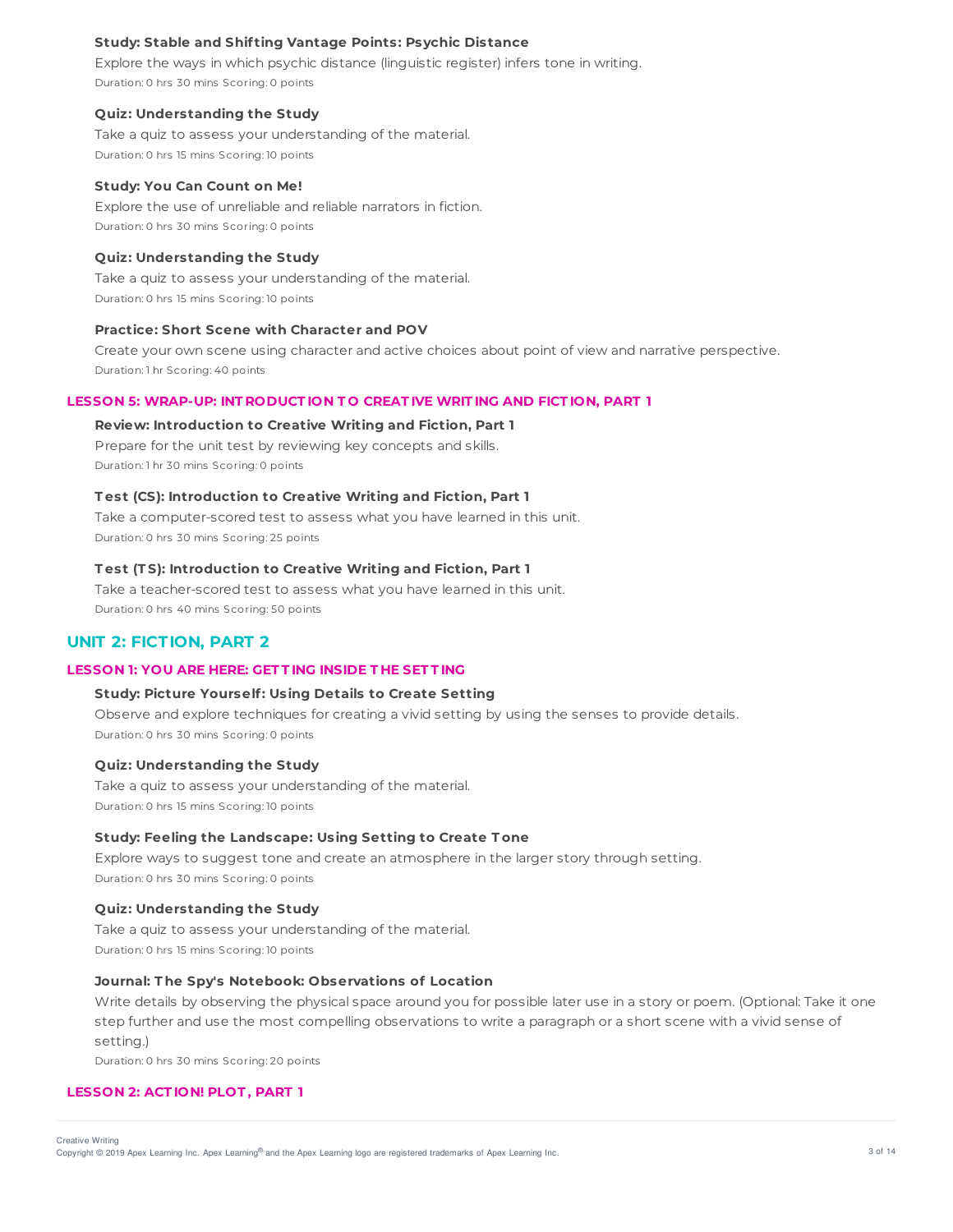**Study: Stable and Shifting Vantage Points: Psychic Distance**

Explore the ways in which psychic distance (linguistic register) infers tone in writing.

Duration: 0 hrs 30 mins Scoring: 0 points

**Quiz: Understanding the Study**

Take a quiz to assess your understanding of the material.

Duration: 0 hrs 15 mins Scoring: 10 points

**Study: You Can Count on Me!**

Explore the use of unreliable and reliable narrators in fiction.

Duration: 0 hrs 30 mins Scoring: 0 points

**Quiz: Understanding the Study**

Take a quiz to assess your understanding of the material.

Duration: 0 hrs 15 mins Scoring: 10 points

**Practice: Short Scene with Character and POV**

Create your own scene using character and active choices about point of view and narrative perspective.

Duration: 1 hr Scoring: 40 points

### LESSON 5: WRAP-UP: INTRODUCTION TO CREATIVE WRITING AND FICTION, PART 1

**Review: Introduction to Creative Writing and Fiction, Part 1**

Prepare for the unit test by reviewing key concepts and skills.

Duration: 1 hr 30 mins Scoring: 0 points

**Test (CS): Introduction to Creative Writing and Fiction, Part 1**

Take a computer-scored test to assess what you have learned in this unit.

Duration: 0 hrs 30 mins Scoring: 25 points

**Test (TS): Introduction to Creative Writing and Fiction, Part 1**

Take a teacher-scored test to assess what you have learned in this unit.

Duration: 0 hrs 40 mins Scoring: 50 points

## UNIT 2: FICTION, PART 2

### LESSON 1: YOU ARE HERE: GETTING INSIDE THE SETTING

**Study: Picture Yourself: Using Details to Create Setting**

Observe and explore techniques for creating a vivid setting by using the senses to provide details.

Duration: 0 hrs 30 mins Scoring: 0 points

**Quiz: Understanding the Study**

Take a quiz to assess your understanding of the material.

Duration: 0 hrs 15 mins Scoring: 10 points

**Study: Feeling the Landscape: Using Setting to Create Tone**

Explore ways to suggest tone and create an atmosphere in the larger story through setting.

Duration: 0 hrs 30 mins Scoring: 0 points

**Quiz: Understanding the Study**

Take a quiz to assess your understanding of the material.

Duration: 0 hrs 15 mins Scoring: 10 points

**Journal: The Spy's Notebook: Observations of Location**

Write details by observing the physical space around you for possible later use in a story or poem. (Optional: Take it one step further and use the most compelling observations to write a paragraph or a short scene with a vivid sense of setting.)

Duration: 0 hrs 30 mins Scoring: 20 points

### LESSON 2: ACTION! PLOT, PART 1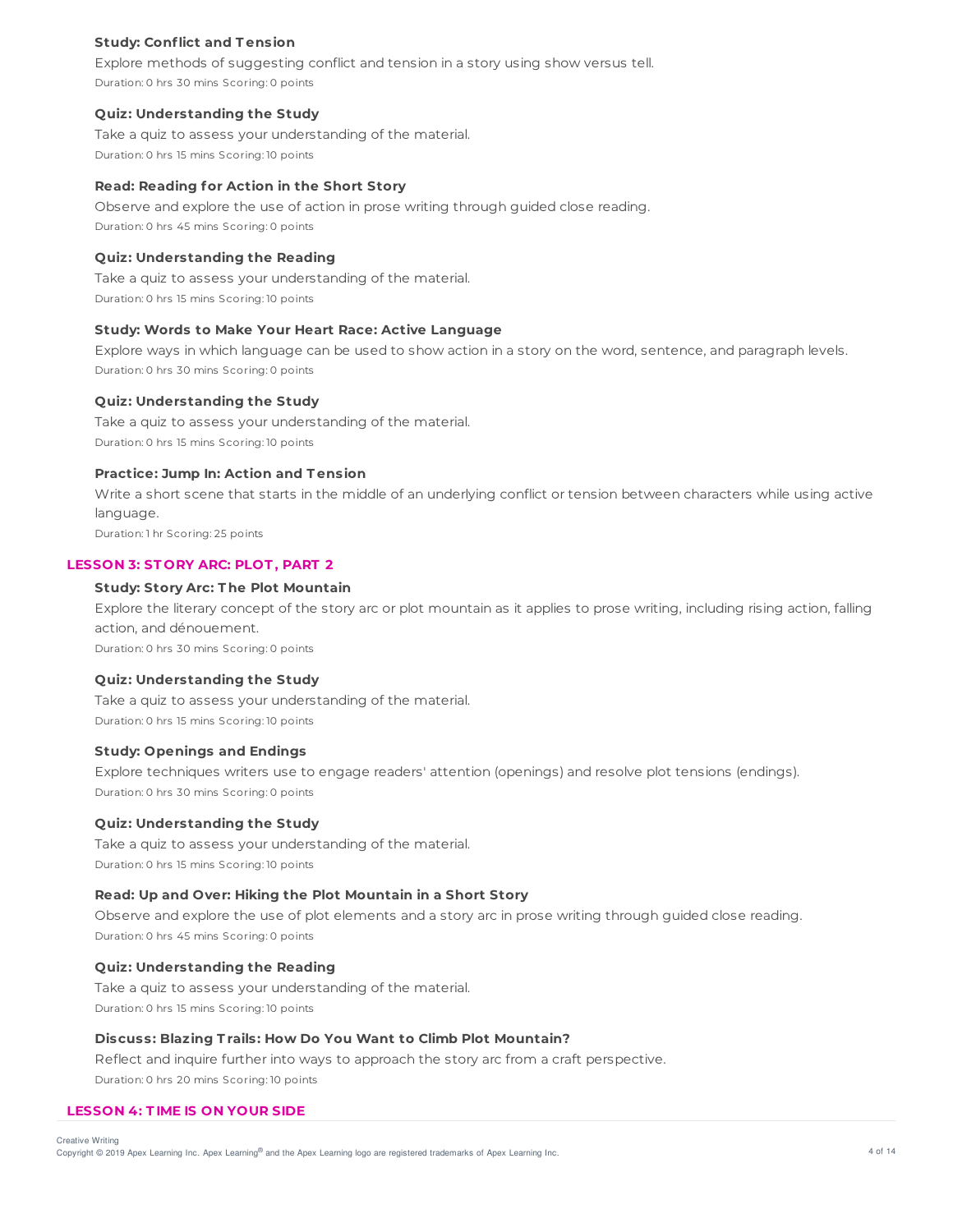#### Study: Conflict and Tension

Explore methods of suggesting conflict and tension in a story using show versus tell.

Duration: 0 hrs 30 mins Scoring: 0 points

#### Quiz: Understanding the Study

Take a quiz to assess your understanding of the material.

Duration: 0 hrs 15 mins Scoring: 10 points

#### Read: Reading for Action in the Short Story

Observe and explore the use of action in prose writing through guided close reading.

Duration: 0 hrs 45 mins Scoring: 0 points

#### Quiz: Understanding the Reading

Take a quiz to assess your understanding of the material.

Duration: 0 hrs 15 mins Scoring: 10 points

#### Study: Words to Make Your Heart Race: Active Language

Explore ways in which language can be used to show action in a story on the word, sentence, and paragraph levels.

Duration: 0 hrs 30 mins Scoring: 0 points

#### Quiz: Understanding the Study

Take a quiz to assess your understanding of the material.

Duration: 0 hrs 15 mins Scoring: 10 points

#### Practice: Jump In: Action and Tension

Write a short scene that starts in the middle of an underlying conflict or tension between characters while using active language.

Duration: 1 hr Scoring: 25 points

### LESSON 3: STORY ARC: PLOT, PART 2

#### Study: Story Arc: The Plot Mountain

Explore the literary concept of the story arc or plot mountain as it applies to prose writing, including rising action, falling action, and dénouement.

Duration: 0 hrs 30 mins Scoring: 0 points

#### Quiz: Understanding the Study

Take a quiz to assess your understanding of the material.

Duration: 0 hrs 15 mins Scoring: 10 points

#### Study: Openings and Endings

Explore techniques writers use to engage readers' attention (openings) and resolve plot tensions (endings).

Duration: 0 hrs 30 mins Scoring: 0 points

#### Quiz: Understanding the Study

Take a quiz to assess your understanding of the material.

Duration: 0 hrs 15 mins Scoring: 10 points

#### Read: Up and Over: Hiking the Plot Mountain in a Short Story

Observe and explore the use of plot elements and a story arc in prose writing through guided close reading.

Duration: 0 hrs 45 mins Scoring: 0 points

#### Quiz: Understanding the Reading

Take a quiz to assess your understanding of the material.

Duration: 0 hrs 15 mins Scoring: 10 points

#### Discuss: Blazing Trails: How Do You Want to Climb Plot Mountain?

Reflect and inquire further into ways to approach the story arc from a craft perspective.

Duration: 0 hrs 20 mins Scoring: 10 points

### LESSON 4: TIME IS ON YOUR SIDE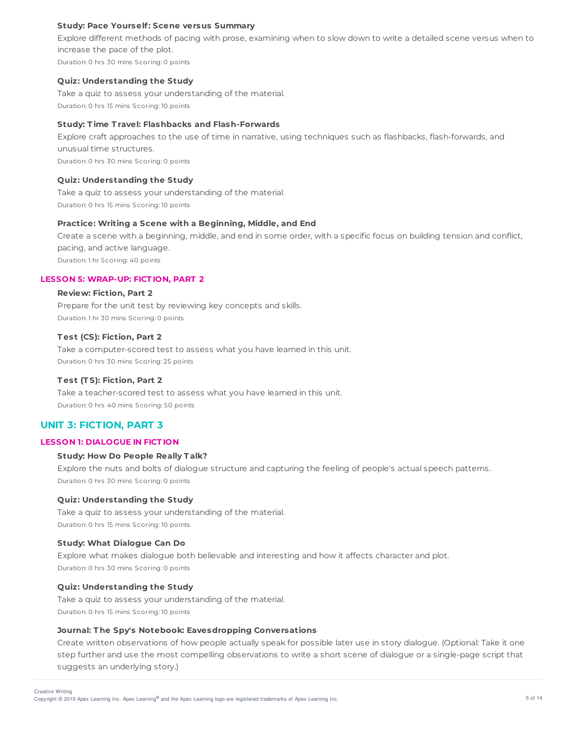#### Study: Pace Yourself: Scene versus Summary

Explore different methods of pacing with prose, examining when to slow down to write a detailed scene versus when to increase the pace of the plot.

Duration: 0 hrs 30 mins Scoring: 0 points

#### Quiz: Understanding the Study

Take a quiz to assess your understanding of the material.

Duration: 0 hrs 15 mins Scoring: 10 points

#### Study: Time Travel: Flashbacks and Flash-Forwards

Explore craft approaches to the use of time in narrative, using techniques such as flashbacks, flash-forwards, and unusual time structures.

Duration: 0 hrs 30 mins Scoring: 0 points

#### Quiz: Understanding the Study

Take a quiz to assess your understanding of the material.

Duration: 0 hrs 15 mins Scoring: 10 points

#### Practice: Writing a Scene with a Beginning, Middle, and End

Create a scene with a beginning, middle, and end in some order, with a specific focus on building tension and conflict, pacing, and active language.

Duration: 1 hr Scoring: 40 points

### LESSON 5: WRAP-UP: FICTION, PART 2

#### Review: Fiction, Part 2

Prepare for the unit test by reviewing key concepts and skills.

Duration: 1 hr 30 mins Scoring: 0 points

#### Test (CS): Fiction, Part 2

Take a computer-scored test to assess what you have learned in this unit.

Duration: 0 hrs 30 mins Scoring: 25 points

#### Test (TS): Fiction, Part 2

Take a teacher-scored test to assess what you have learned in this unit.

Duration: 0 hrs 40 mins Scoring: 50 points

## UNIT 3: FICTION, PART 3

### LESSON 1: DIALOGUE IN FICTION

#### Study: How Do People Really Talk?

Explore the nuts and bolts of dialogue structure and capturing the feeling of people's actual speech patterns.

Duration: 0 hrs 30 mins Scoring: 0 points

#### Quiz: Understanding the Study

Take a quiz to assess your understanding of the material.

Duration: 0 hrs 15 mins Scoring: 10 points

#### Study: What Dialogue Can Do

Explore what makes dialogue both believable and interesting and how it affects character and plot.

Duration: 0 hrs 30 mins Scoring: 0 points

#### Quiz: Understanding the Study

Take a quiz to assess your understanding of the material.

Duration: 0 hrs 15 mins Scoring: 10 points

#### Journal: The Spy's Notebook: Eavesdropping Conversations

Create written observations of how people actually speak for possible later use in story dialogue. (Optional: Take it one step further and use the most compelling observations to write a short scene of dialogue or a single-page script that suggests an underlying story.)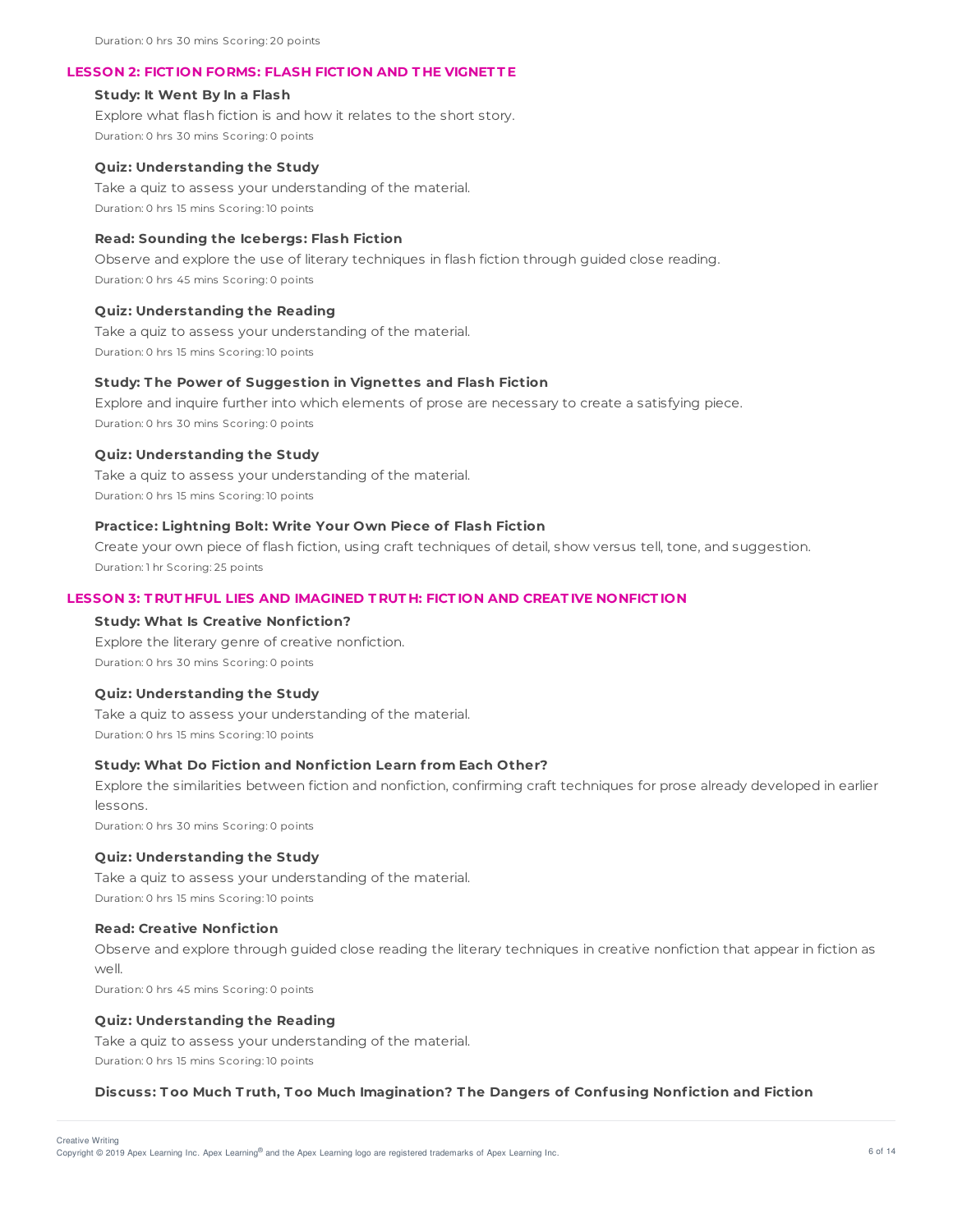Duration: 0 hrs 30 mins Scoring: 20 points

## LESSON 2: FICTION FORMS: FLASH FICTION AND THE VIGNETTE

**Study: It Went By In a Flash**

Explore what flash fiction is and how it relates to the short story.

Duration: 0 hrs 30 mins Scoring: 0 points

**Quiz: Understanding the Study**

Take a quiz to assess your understanding of the material.

Duration: 0 hrs 15 mins Scoring: 10 points

**Read: Sounding the Icebergs: Flash Fiction**

Observe and explore the use of literary techniques in flash fiction through guided close reading.

Duration: 0 hrs 45 mins Scoring: 0 points

**Quiz: Understanding the Reading**

Take a quiz to assess your understanding of the material.

Duration: 0 hrs 15 mins Scoring: 10 points

**Study: The Power of Suggestion in Vignettes and Flash Fiction**

Explore and inquire further into which elements of prose are necessary to create a satisfying piece.

Duration: 0 hrs 30 mins Scoring: 0 points

**Quiz: Understanding the Study**

Take a quiz to assess your understanding of the material.

Duration: 0 hrs 15 mins Scoring: 10 points

**Practice: Lightning Bolt: Write Your Own Piece of Flash Fiction**

Create your own piece of flash fiction, using craft techniques of detail, show versus tell, tone, and suggestion.

Duration: 1 hr Scoring: 25 points

## LESSON 3: TRUTHFUL LIES AND IMAGINED TRUTH: FICTION AND CREATIVE NONFICTION

**Study: What Is Creative Nonfiction?**

Explore the literary genre of creative nonfiction.

Duration: 0 hrs 30 mins Scoring: 0 points

**Quiz: Understanding the Study**

Take a quiz to assess your understanding of the material.

Duration: 0 hrs 15 mins Scoring: 10 points

**Study: What Do Fiction and Nonfiction Learn from Each Other?**

Explore the similarities between fiction and nonfiction, confirming craft techniques for prose already developed in earlier lessons.

Duration: 0 hrs 30 mins Scoring: 0 points

**Quiz: Understanding the Study**

Take a quiz to assess your understanding of the material.

Duration: 0 hrs 15 mins Scoring: 10 points

**Read: Creative Nonfiction**

Observe and explore through guided close reading the literary techniques in creative nonfiction that appear in fiction as well.

Duration: 0 hrs 45 mins Scoring: 0 points

**Quiz: Understanding the Reading**

Take a quiz to assess your understanding of the material.

Duration: 0 hrs 15 mins Scoring: 10 points

**Discuss: Too Much Truth, Too Much Imagination? The Dangers of Confusing Nonfiction and Fiction**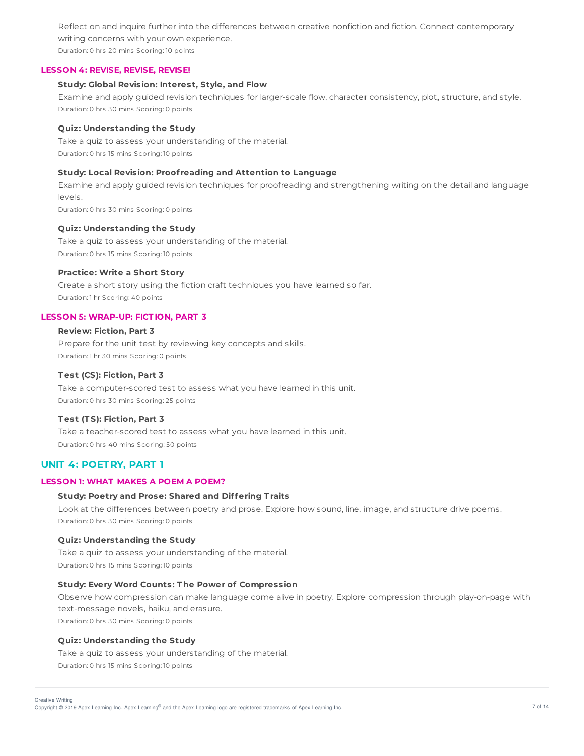Reflect on and inquire further into the differences between creative nonfiction and fiction. Connect contemporary writing concerns with your own experience.

Duration: 0 hrs 20 mins Scoring: 10 points

### LESSON 4: REVISE, REVISE, REVISE!

**Study: Global Revision: Interest, Style, and Flow**

Examine and apply guided revision techniques for larger-scale flow, character consistency, plot, structure, and style.

Duration: 0 hrs 30 mins Scoring: 0 points

**Quiz: Understanding the Study**

Take a quiz to assess your understanding of the material.

Duration: 0 hrs 15 mins Scoring: 10 points

**Study: Local Revision: Proofreading and Attention to Language**

Examine and apply guided revision techniques for proofreading and strengthening writing on the detail and language levels.

Duration: 0 hrs 30 mins Scoring: 0 points

**Quiz: Understanding the Study**

Take a quiz to assess your understanding of the material.

Duration: 0 hrs 15 mins Scoring: 10 points

**Practice: Write a Short Story**

Create a short story using the fiction craft techniques you have learned so far.

Duration: 1 hr Scoring: 40 points

### LESSON 5: WRAP-UP: FICTION, PART 3

**Review: Fiction, Part 3**

Prepare for the unit test by reviewing key concepts and skills.

Duration: 1 hr 30 mins Scoring: 0 points

**Test (CS): Fiction, Part 3**

Take a computer-scored test to assess what you have learned in this unit.

Duration: 0 hrs 30 mins Scoring: 25 points

**Test (TS): Fiction, Part 3**

Take a teacher-scored test to assess what you have learned in this unit.

Duration: 0 hrs 40 mins Scoring: 50 points

## UNIT 4: POETRY, PART 1

### LESSON 1: WHAT MAKES A POEM A POEM?

**Study: Poetry and Prose: Shared and Differing Traits**

Look at the differences between poetry and prose. Explore how sound, line, image, and structure drive poems.

Duration: 0 hrs 30 mins Scoring: 0 points

**Quiz: Understanding the Study**

Take a quiz to assess your understanding of the material.

Duration: 0 hrs 15 mins Scoring: 10 points

**Study: Every Word Counts: The Power of Compression**

Observe how compression can make language come alive in poetry. Explore compression through play-on-page with text-message novels, haiku, and erasure.

Duration: 0 hrs 30 mins Scoring: 0 points

**Quiz: Understanding the Study**

Take a quiz to assess your understanding of the material.

Duration: 0 hrs 15 mins Scoring: 10 points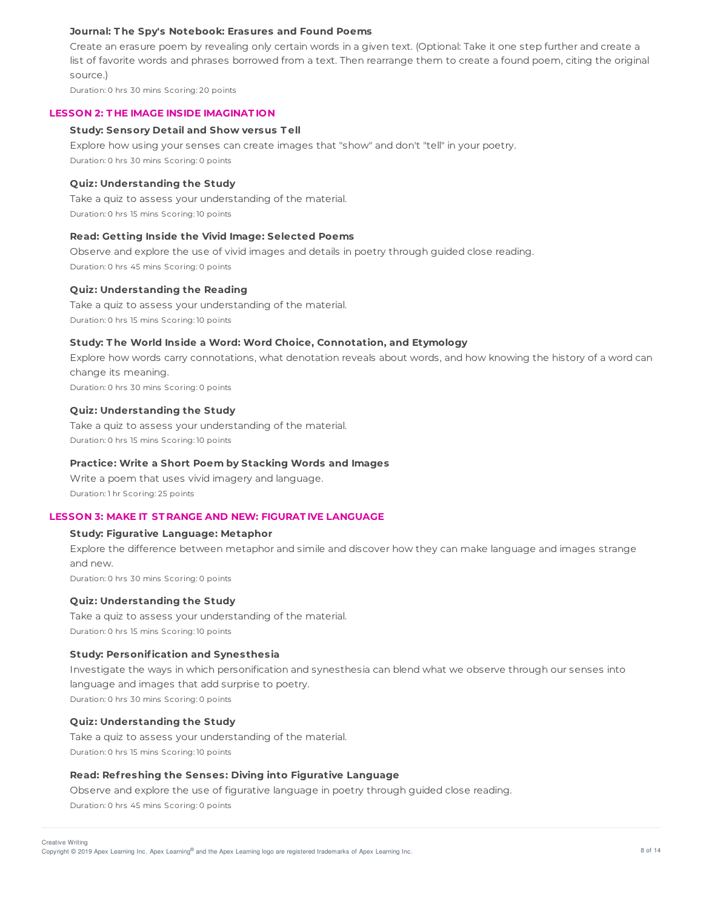#### Journal: The Spy's Notebook: Erasures and Found Poems

Create an erasure poem by revealing only certain words in a given text. (Optional: Take it one step further and create a list of favorite words and phrases borrowed from a text. Then rearrange them to create a found poem, citing the original source.)

Duration: 0 hrs 30 mins Scoring: 20 points

### LESSON 2: THE IMAGE INSIDE IMAGINATION

#### Study: Sensory Detail and Show versus Tell

Explore how using your senses can create images that "show" and don't "tell" in your poetry.

Duration: 0 hrs 30 mins Scoring: 0 points

#### Quiz: Understanding the Study

Take a quiz to assess your understanding of the material.

Duration: 0 hrs 15 mins Scoring: 10 points

#### Read: Getting Inside the Vivid Image: Selected Poems

Observe and explore the use of vivid images and details in poetry through guided close reading.

Duration: 0 hrs 45 mins Scoring: 0 points

#### Quiz: Understanding the Reading

Take a quiz to assess your understanding of the material.

Duration: 0 hrs 15 mins Scoring: 10 points

#### Study: The World Inside a Word: Word Choice, Connotation, and Etymology

Explore how words carry connotations, what denotation reveals about words, and how knowing the history of a word can change its meaning.

Duration: 0 hrs 30 mins Scoring: 0 points

#### Quiz: Understanding the Study

Take a quiz to assess your understanding of the material.

Duration: 0 hrs 15 mins Scoring: 10 points

#### Practice: Write a Short Poem by Stacking Words and Images

Write a poem that uses vivid imagery and language.

Duration: 1 hr Scoring: 25 points

### LESSON 3: MAKE IT STRANGE AND NEW: FIGURATIVE LANGUAGE

#### Study: Figurative Language: Metaphor

Explore the difference between metaphor and simile and discover how they can make language and images strange and new.

Duration: 0 hrs 30 mins Scoring: 0 points

#### Quiz: Understanding the Study

Take a quiz to assess your understanding of the material.

Duration: 0 hrs 15 mins Scoring: 10 points

#### Study: Personification and Synesthesia

Investigate the ways in which personification and synesthesia can blend what we observe through our senses into language and images that add surprise to poetry.

Duration: 0 hrs 30 mins Scoring: 0 points

#### Quiz: Understanding the Study

Take a quiz to assess your understanding of the material.

Duration: 0 hrs 15 mins Scoring: 10 points

#### Read: Refreshing the Senses: Diving into Figurative Language

Observe and explore the use of figurative language in poetry through guided close reading.

Duration: 0 hrs 45 mins Scoring: 0 points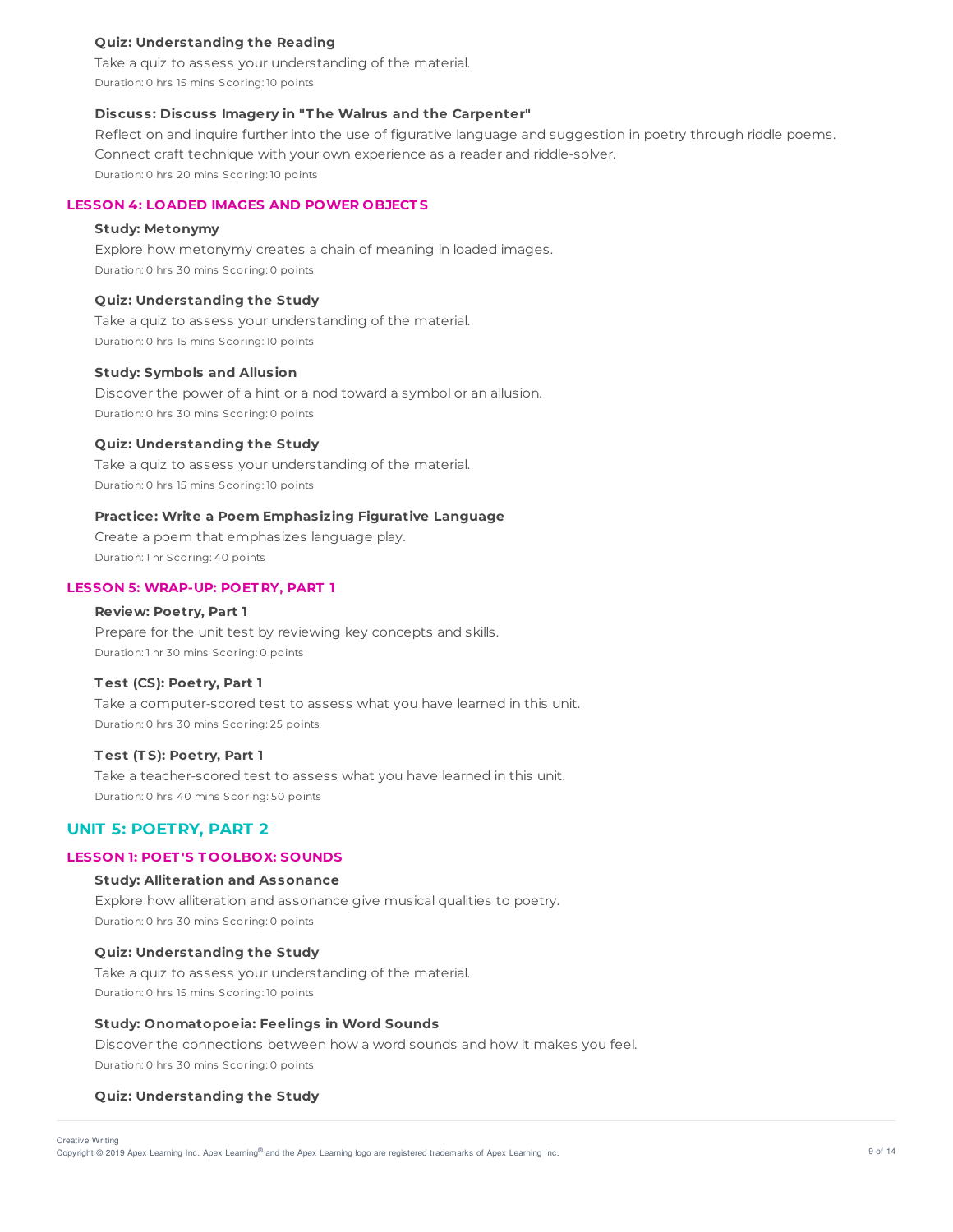#### Quiz: Understanding the Reading

Take a quiz to assess your understanding of the material.

Duration: 0 hrs 15 mins Scoring: 10 points

#### Discuss: Discuss Imagery in "The Walrus and the Carpenter"

Reflect on and inquire further into the use of figurative language and suggestion in poetry through riddle poems. Connect craft technique with your own experience as a reader and riddle-solver.

Duration: 0 hrs 20 mins Scoring: 10 points

### LESSON 4: LOADED IMAGES AND POWER OBJECTS

#### Study: Metonymy

Explore how metonymy creates a chain of meaning in loaded images.

Duration: 0 hrs 30 mins Scoring: 0 points

#### Quiz: Understanding the Study

Take a quiz to assess your understanding of the material.

Duration: 0 hrs 15 mins Scoring: 10 points

#### Study: Symbols and Allusion

Discover the power of a hint or a nod toward a symbol or an allusion.

Duration: 0 hrs 30 mins Scoring: 0 points

#### Quiz: Understanding the Study

Take a quiz to assess your understanding of the material.

Duration: 0 hrs 15 mins Scoring: 10 points

#### Practice: Write a Poem Emphasizing Figurative Language

Create a poem that emphasizes language play.

Duration: 1 hr Scoring: 40 points

### LESSON 5: WRAP-UP: POETRY, PART 1

#### Review: Poetry, Part 1

Prepare for the unit test by reviewing key concepts and skills.

Duration: 1 hr 30 mins Scoring: 0 points

#### Test (CS): Poetry, Part 1

Take a computer-scored test to assess what you have learned in this unit.

Duration: 0 hrs 30 mins Scoring: 25 points

#### Test (TS): Poetry, Part 1

Take a teacher-scored test to assess what you have learned in this unit.

Duration: 0 hrs 40 mins Scoring: 50 points

## UNIT 5: POETRY, PART 2

### LESSON 1: POET'S TOOLBOX: SOUNDS

#### Study: Alliteration and Assonance

Explore how alliteration and assonance give musical qualities to poetry.

Duration: 0 hrs 30 mins Scoring: 0 points

#### Quiz: Understanding the Study

Take a quiz to assess your understanding of the material.

Duration: 0 hrs 15 mins Scoring: 10 points

#### Study: Onomatopoeia: Feelings in Word Sounds

Discover the connections between how a word sounds and how it makes you feel.

Duration: 0 hrs 30 mins Scoring: 0 points

#### Quiz: Understanding the Study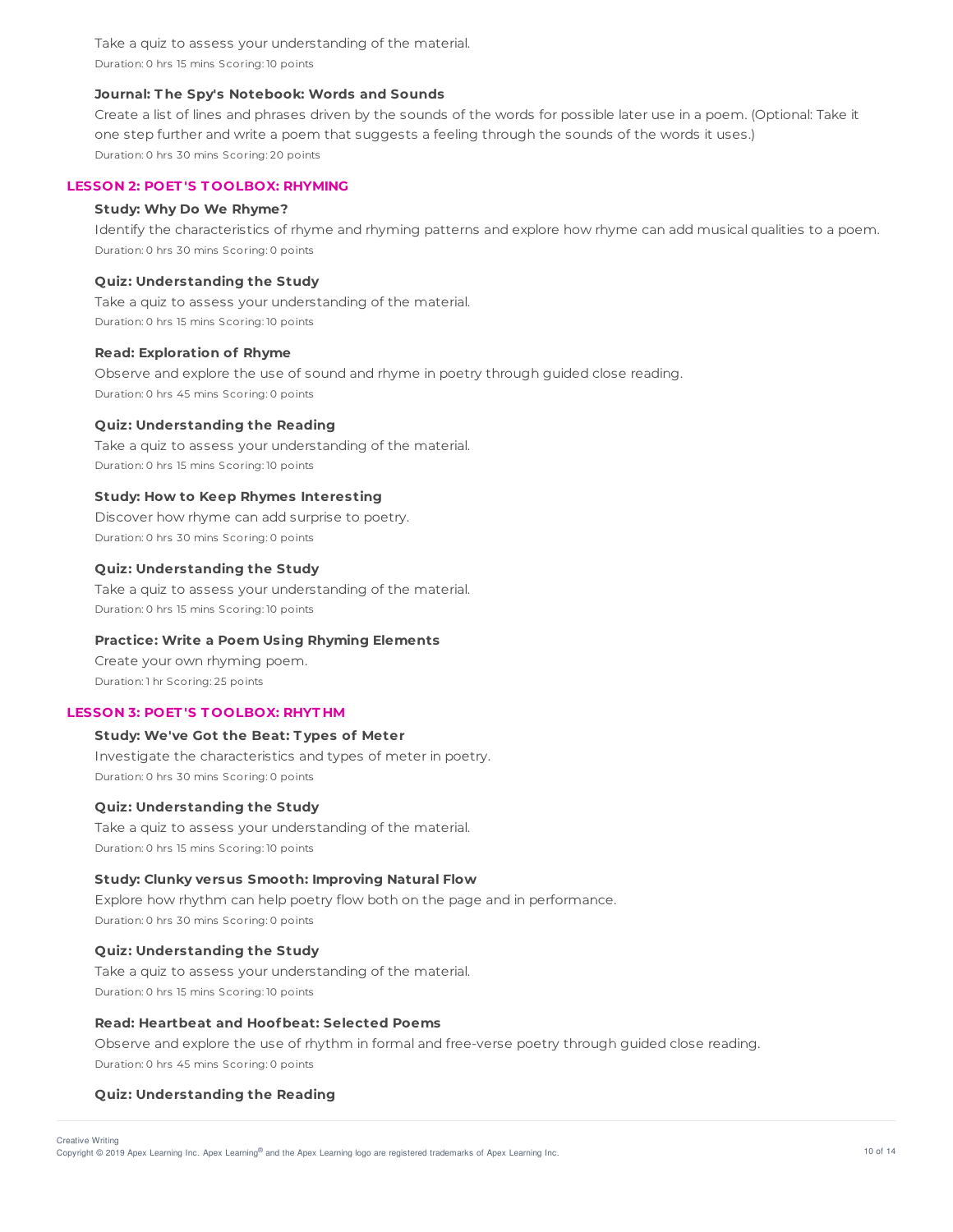Take a quiz to assess your understanding of the material.

Duration: 0 hrs 15 mins Scoring: 10 points

**Journal: The Spy's Notebook: Words and Sounds**

Create a list of lines and phrases driven by the sounds of the words for possible later use in a poem. (Optional: Take it one step further and write a poem that suggests a feeling through the sounds of the words it uses.)

Duration: 0 hrs 30 mins Scoring: 20 points

## LESSON 2: POET'S TOOLBOX: RHYMING

**Study: Why Do We Rhyme?**

Identify the characteristics of rhyme and rhyming patterns and explore how rhyme can add musical qualities to a poem.

Duration: 0 hrs 30 mins Scoring: 0 points

**Quiz: Understanding the Study**

Take a quiz to assess your understanding of the material.

Duration: 0 hrs 15 mins Scoring: 10 points

**Read: Exploration of Rhyme**

Observe and explore the use of sound and rhyme in poetry through guided close reading.

Duration: 0 hrs 45 mins Scoring: 0 points

**Quiz: Understanding the Reading**

Take a quiz to assess your understanding of the material.

Duration: 0 hrs 15 mins Scoring: 10 points

**Study: How to Keep Rhymes Interesting**

Discover how rhyme can add surprise to poetry.

Duration: 0 hrs 30 mins Scoring: 0 points

**Quiz: Understanding the Study**

Take a quiz to assess your understanding of the material.

Duration: 0 hrs 15 mins Scoring: 10 points

**Practice: Write a Poem Using Rhyming Elements**

Create your own rhyming poem.

Duration: 1 hr Scoring: 25 points

## LESSON 3: POET'S TOOLBOX: RHYTHM

**Study: We've Got the Beat: Types of Meter**

Investigate the characteristics and types of meter in poetry.

Duration: 0 hrs 30 mins Scoring: 0 points

**Quiz: Understanding the Study**

Take a quiz to assess your understanding of the material.

Duration: 0 hrs 15 mins Scoring: 10 points

**Study: Clunky versus Smooth: Improving Natural Flow**

Explore how rhythm can help poetry flow both on the page and in performance.

Duration: 0 hrs 30 mins Scoring: 0 points

**Quiz: Understanding the Study**

Take a quiz to assess your understanding of the material.

Duration: 0 hrs 15 mins Scoring: 10 points

**Read: Heartbeat and Hoofbeat: Selected Poems**

Observe and explore the use of rhythm in formal and free-verse poetry through guided close reading.

Duration: 0 hrs 45 mins Scoring: 0 points

**Quiz: Understanding the Reading**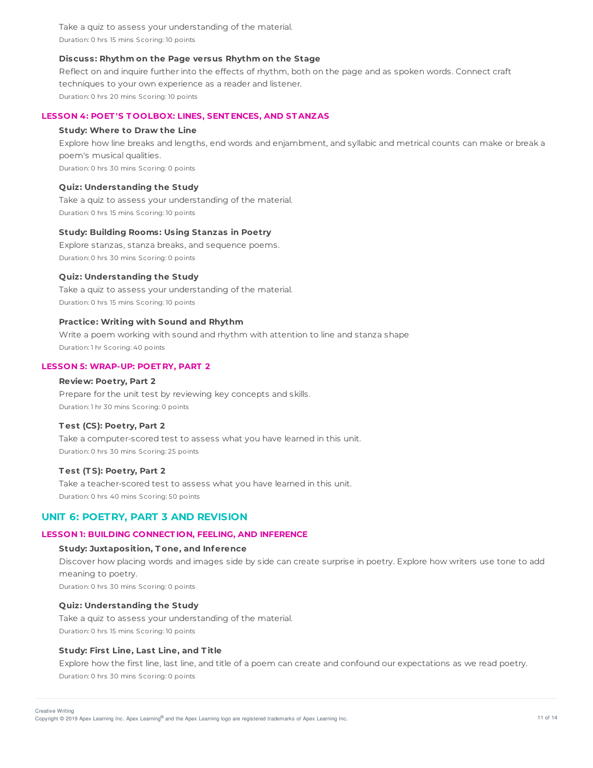Take a quiz to assess your understanding of the material.

Duration: 0 hrs 15 mins Scoring: 10 points

**Discuss: Rhythm on the Page versus Rhythm on the Stage**

Reflect on and inquire further into the effects of rhythm, both on the page and as spoken words. Connect craft techniques to your own experience as a reader and listener.

Duration: 0 hrs 20 mins Scoring: 10 points

### LESSON 4: POET'S TOOLBOX: LINES, SENTENCES, AND STANZAS

**Study: Where to Draw the Line**

Explore how line breaks and lengths, end words and enjambment, and syllabic and metrical counts can make or break a poem's musical qualities.

Duration: 0 hrs 30 mins Scoring: 0 points

**Quiz: Understanding the Study**

Take a quiz to assess your understanding of the material.

Duration: 0 hrs 15 mins Scoring: 10 points

**Study: Building Rooms: Using Stanzas in Poetry**

Explore stanzas, stanza breaks, and sequence poems.

Duration: 0 hrs 30 mins Scoring: 0 points

**Quiz: Understanding the Study**

Take a quiz to assess your understanding of the material.

Duration: 0 hrs 15 mins Scoring: 10 points

**Practice: Writing with Sound and Rhythm**

Write a poem working with sound and rhythm with attention to line and stanza shape

Duration: 1 hr Scoring: 40 points

### LESSON 5: WRAP-UP: POETRY, PART 2

**Review: Poetry, Part 2**

Prepare for the unit test by reviewing key concepts and skills.

Duration: 1 hr 30 mins Scoring: 0 points

**Test (CS): Poetry, Part 2**

Take a computer-scored test to assess what you have learned in this unit.

Duration: 0 hrs 30 mins Scoring: 25 points

**Test (TS): Poetry, Part 2**

Take a teacher-scored test to assess what you have learned in this unit.

Duration: 0 hrs 40 mins Scoring: 50 points

## UNIT 6: POETRY, PART 3 AND REVISION

### LESSON 1: BUILDING CONNECTION, FEELING, AND INFERENCE

**Study: Juxtaposition, Tone, and Inference**

Discover how placing words and images side by side can create surprise in poetry. Explore how writers use tone to add meaning to poetry.

Duration: 0 hrs 30 mins Scoring: 0 points

**Quiz: Understanding the Study**

Take a quiz to assess your understanding of the material.

Duration: 0 hrs 15 mins Scoring: 10 points

**Study: First Line, Last Line, and Title**

Explore how the first line, last line, and title of a poem can create and confound our expectations as we read poetry.

Duration: 0 hrs 30 mins Scoring: 0 points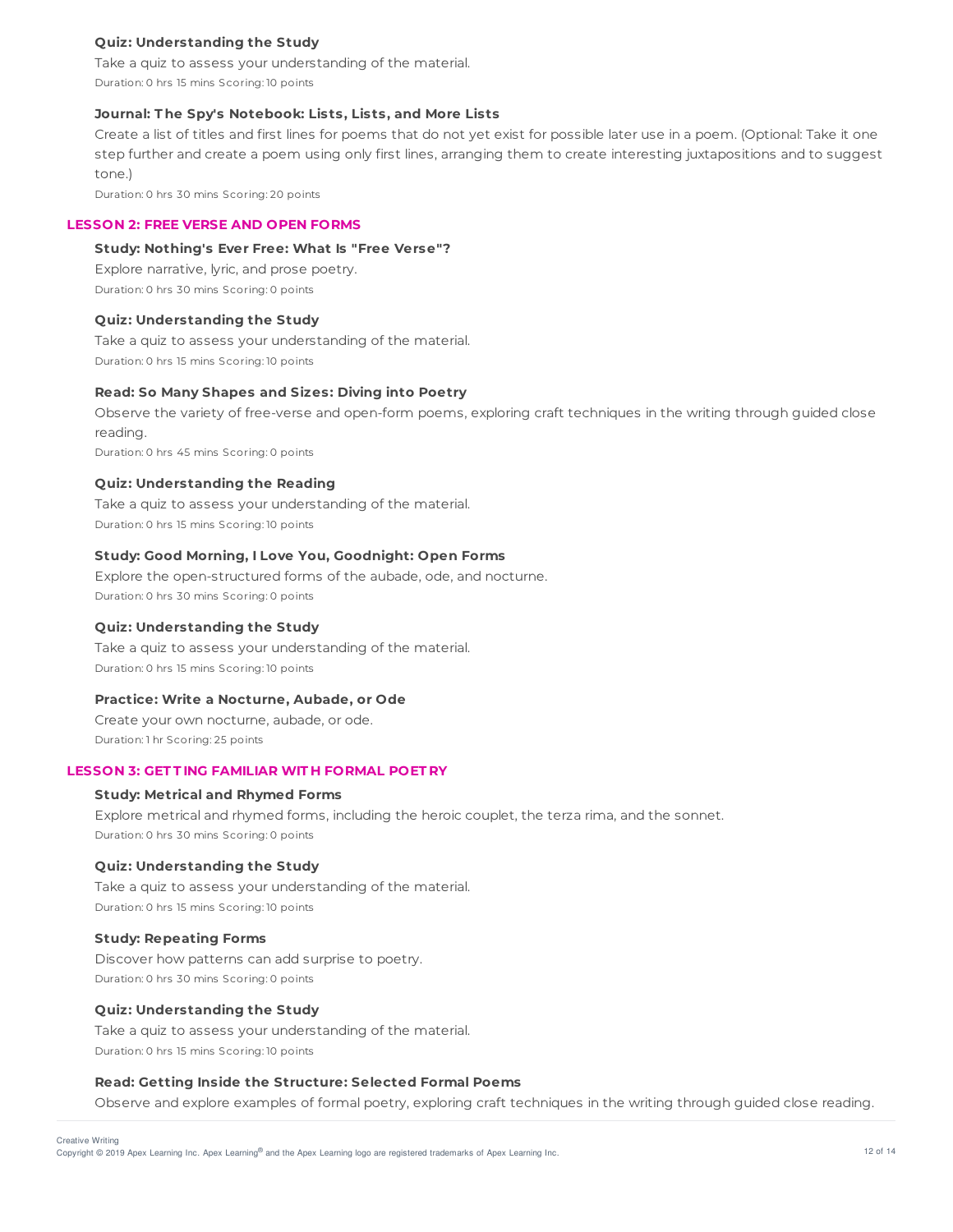#### Quiz: Understanding the Study

Take a quiz to assess your understanding of the material.

Duration: 0 hrs 15 mins Scoring: 10 points

#### Journal: The Spy's Notebook: Lists, Lists, and More Lists

Create a list of titles and first lines for poems that do not yet exist for possible later use in a poem. (Optional: Take it one step further and create a poem using only first lines, arranging them to create interesting juxtapositions and to suggest tone.)

Duration: 0 hrs 30 mins Scoring: 20 points

### LESSON 2: FREE VERSE AND OPEN FORMS

#### Study: Nothing's Ever Free: What Is "Free Verse"?

Explore narrative, lyric, and prose poetry.

Duration: 0 hrs 30 mins Scoring: 0 points

#### Quiz: Understanding the Study

Take a quiz to assess your understanding of the material.

Duration: 0 hrs 15 mins Scoring: 10 points

#### Read: So Many Shapes and Sizes: Diving into Poetry

Observe the variety of free-verse and open-form poems, exploring craft techniques in the writing through guided close reading.

Duration: 0 hrs 45 mins Scoring: 0 points

#### Quiz: Understanding the Reading

Take a quiz to assess your understanding of the material.

Duration: 0 hrs 15 mins Scoring: 10 points

#### Study: Good Morning, I Love You, Goodnight: Open Forms

Explore the open-structured forms of the aubade, ode, and nocturne.

Duration: 0 hrs 30 mins Scoring: 0 points

#### Quiz: Understanding the Study

Take a quiz to assess your understanding of the material.

Duration: 0 hrs 15 mins Scoring: 10 points

#### Practice: Write a Nocturne, Aubade, or Ode

Create your own nocturne, aubade, or ode.

Duration: 1 hr Scoring: 25 points

### LESSON 3: GETTING FAMILIAR WITH FORMAL POETRY

#### Study: Metrical and Rhymed Forms

Explore metrical and rhymed forms, including the heroic couplet, the terza rima, and the sonnet.

Duration: 0 hrs 30 mins Scoring: 0 points

#### Quiz: Understanding the Study

Take a quiz to assess your understanding of the material.

Duration: 0 hrs 15 mins Scoring: 10 points

#### Study: Repeating Forms

Discover how patterns can add surprise to poetry.

Duration: 0 hrs 30 mins Scoring: 0 points

#### Quiz: Understanding the Study

Take a quiz to assess your understanding of the material.

Duration: 0 hrs 15 mins Scoring: 10 points

#### Read: Getting Inside the Structure: Selected Formal Poems

Observe and explore examples of formal poetry, exploring craft techniques in the writing through guided close reading.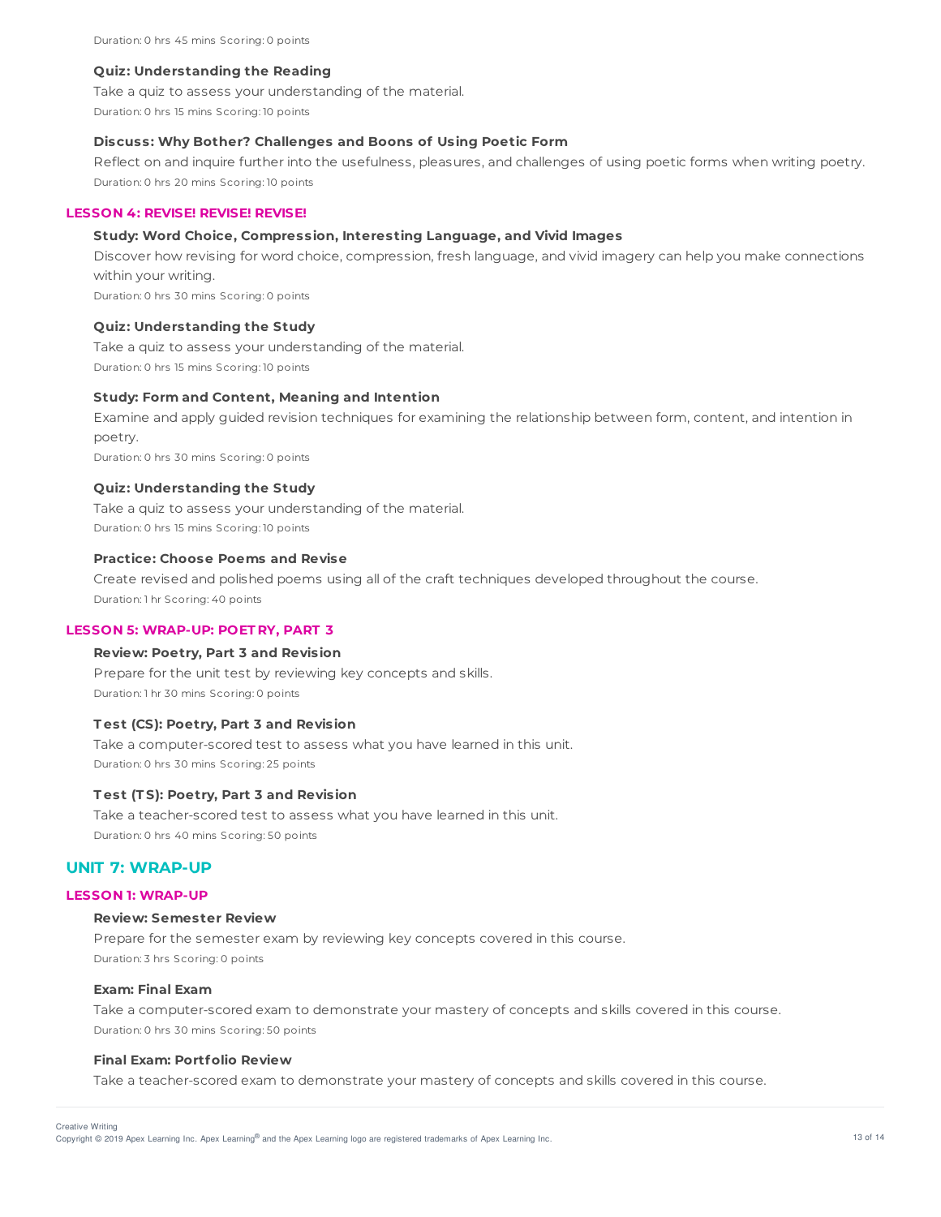Duration: 0 hrs 45 mins Scoring: 0 points

#### Quiz: Understanding the Reading

Take a quiz to assess your understanding of the material.

Duration: 0 hrs 15 mins Scoring: 10 points

#### Discuss: Why Bother? Challenges and Boons of Using Poetic Form

Reflect on and inquire further into the usefulness, pleasures, and challenges of using poetic forms when writing poetry.

Duration: 0 hrs 20 mins Scoring: 10 points

### LESSON 4: REVISE! REVISE! REVISE!

#### Study: Word Choice, Compression, Interesting Language, and Vivid Images

Discover how revising for word choice, compression, fresh language, and vivid imagery can help you make connections within your writing.

Duration: 0 hrs 30 mins Scoring: 0 points

#### Quiz: Understanding the Study

Take a quiz to assess your understanding of the material.

Duration: 0 hrs 15 mins Scoring: 10 points

#### Study: Form and Content, Meaning and Intention

Examine and apply guided revision techniques for examining the relationship between form, content, and intention in poetry.

Duration: 0 hrs 30 mins Scoring: 0 points

#### Quiz: Understanding the Study

Take a quiz to assess your understanding of the material.

Duration: 0 hrs 15 mins Scoring: 10 points

#### Practice: Choose Poems and Revise

Create revised and polished poems using all of the craft techniques developed throughout the course.

Duration: 1 hr Scoring: 40 points

### LESSON 5: WRAP-UP: POETRY, PART 3

#### Review: Poetry, Part 3 and Revision

Prepare for the unit test by reviewing key concepts and skills.

Duration: 1 hr 30 mins Scoring: 0 points

#### Test (CS): Poetry, Part 3 and Revision

Take a computer-scored test to assess what you have learned in this unit.

Duration: 0 hrs 30 mins Scoring: 25 points

#### Test (TS): Poetry, Part 3 and Revision

Take a teacher-scored test to assess what you have learned in this unit.

Duration: 0 hrs 40 mins Scoring: 50 points

## UNIT 7: WRAP-UP

### LESSON 1: WRAP-UP

#### Review: Semester Review

Prepare for the semester exam by reviewing key concepts covered in this course.

Duration: 3 hrs Scoring: 0 points

#### Exam: Final Exam

Take a computer-scored exam to demonstrate your mastery of concepts and skills covered in this course.

Duration: 0 hrs 30 mins Scoring: 50 points

#### Final Exam: Portfolio Review

Take a teacher-scored exam to demonstrate your mastery of concepts and skills covered in this course.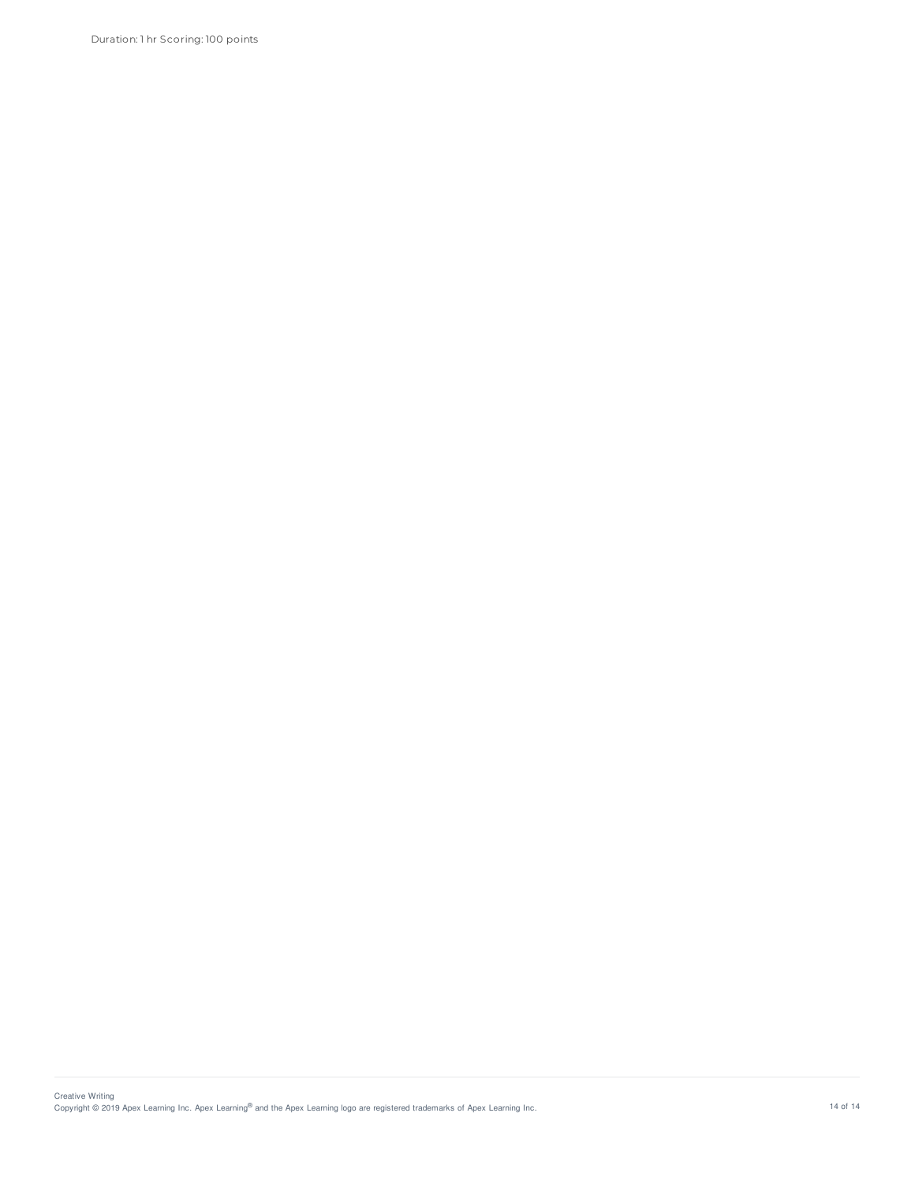Duration: 1 hr Scoring: 100 points